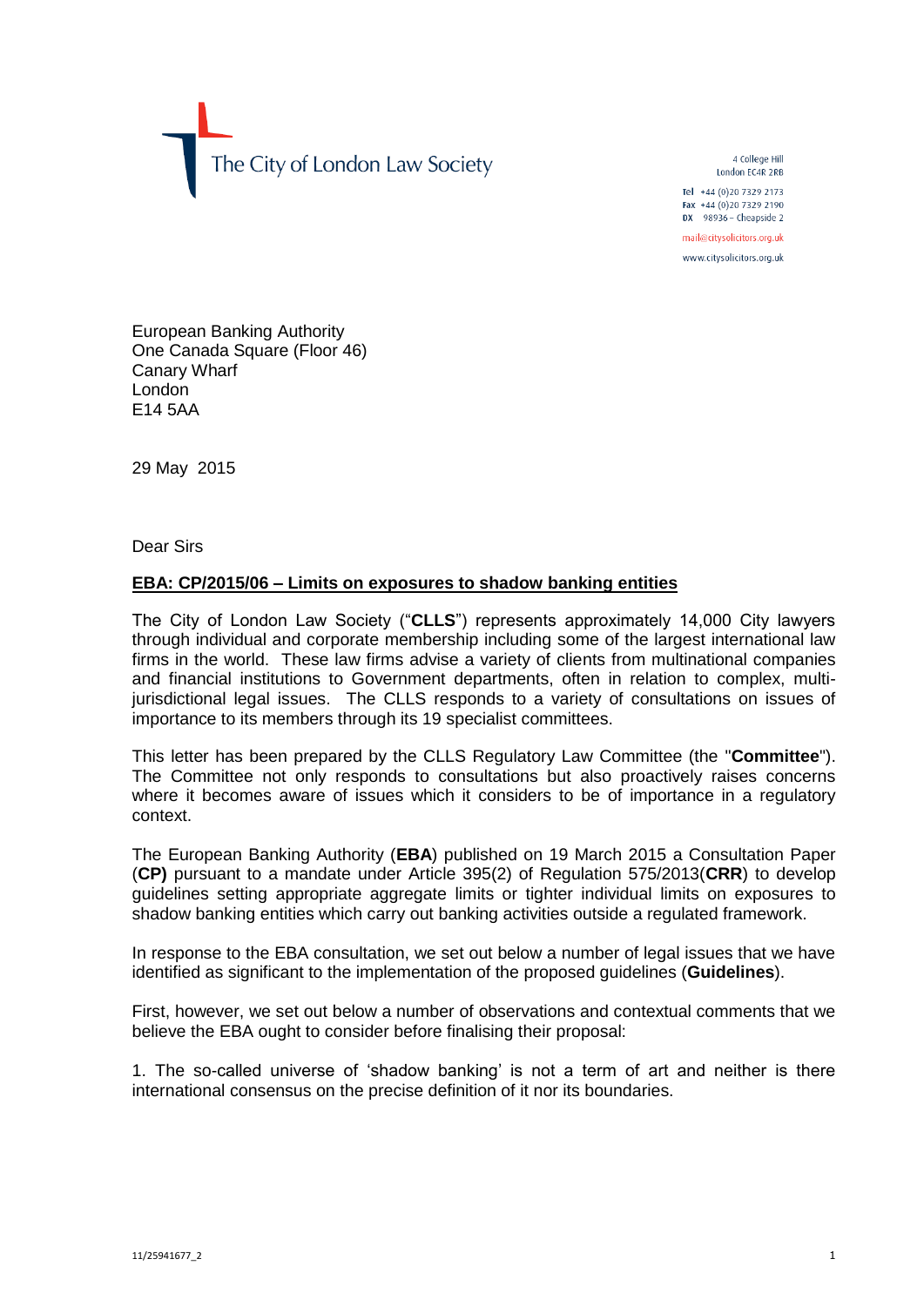The City of London Law Society

4 College Hill
London EC4R 2RB

Tel +44 (0)20 7329 2173
Fax +44 (0)20 7329 2190
DX 98936 – Cheapside 2

mail@citysolicitors.org.uk
www.citysolicitors.org.uk

European Banking Authority
One Canada Square (Floor 46)
Canary Wharf
London
E14 5AA

29 May 2015

Dear Sirs

**EBA: CP/2015/06 – Limits on exposures to shadow banking entities**

The City of London Law Society ("**CLLS**") represents approximately 14,000 City lawyers through individual and corporate membership including some of the largest international law firms in the world. These law firms advise a variety of clients from multinational companies and financial institutions to Government departments, often in relation to complex, multi-jurisdictional legal issues. The CLLS responds to a variety of consultations on issues of importance to its members through its 19 specialist committees.

This letter has been prepared by the CLLS Regulatory Law Committee (the "**Committee**"). The Committee not only responds to consultations but also proactively raises concerns where it becomes aware of issues which it considers to be of importance in a regulatory context.

The European Banking Authority (**EBA**) published on 19 March 2015 a Consultation Paper (**CP)** pursuant to a mandate under Article 395(2) of Regulation 575/2013(**CRR**) to develop guidelines setting appropriate aggregate limits or tighter individual limits on exposures to shadow banking entities which carry out banking activities outside a regulated framework.

In response to the EBA consultation, we set out below a number of legal issues that we have identified as significant to the implementation of the proposed guidelines (**Guidelines**).

First, however, we set out below a number of observations and contextual comments that we believe the EBA ought to consider before finalising their proposal:

1. The so-called universe of 'shadow banking' is not a term of art and neither is there international consensus on the precise definition of it nor its boundaries.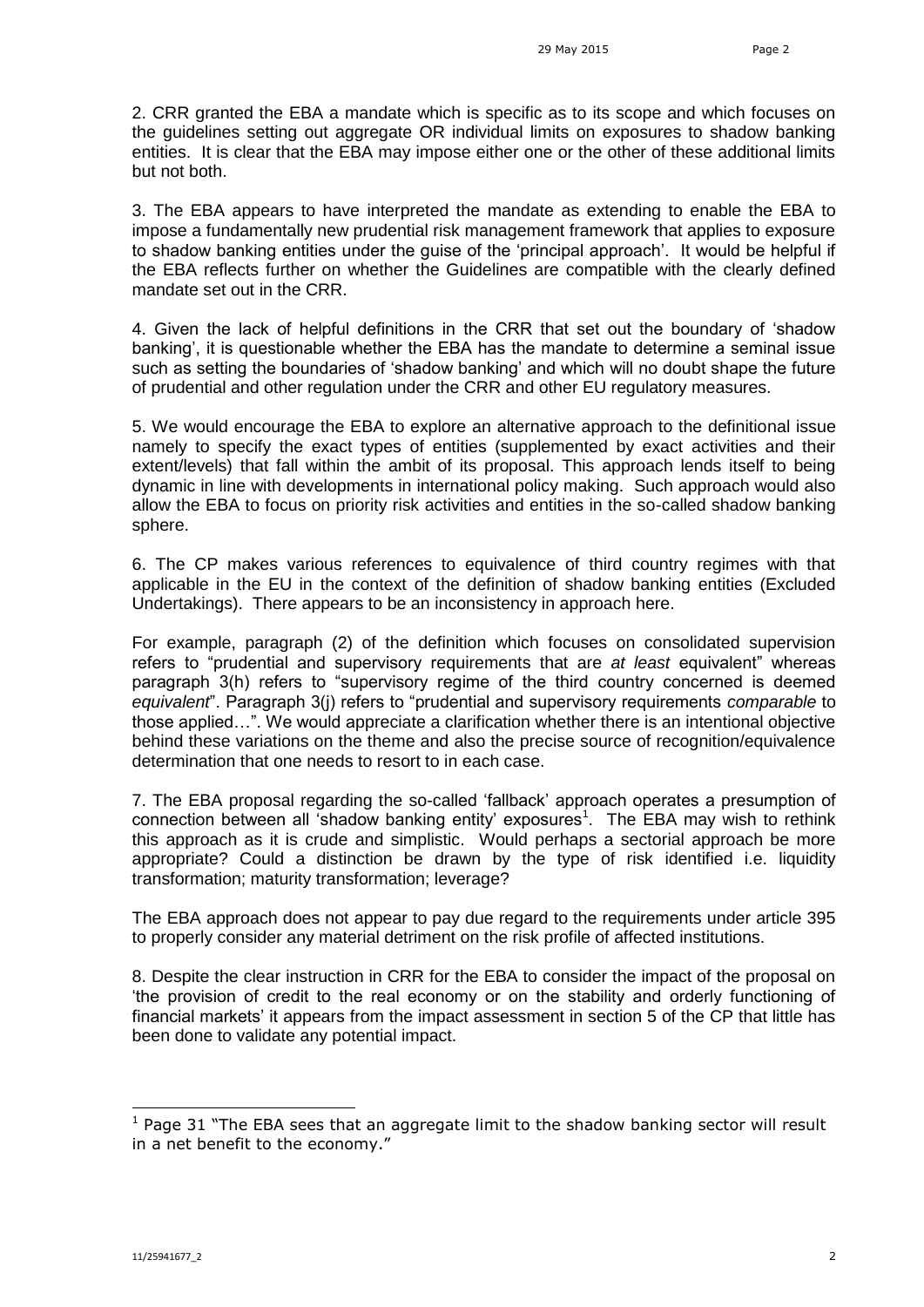2. CRR granted the EBA a mandate which is specific as to its scope and which focuses on the guidelines setting out aggregate OR individual limits on exposures to shadow banking entities. It is clear that the EBA may impose either one or the other of these additional limits but not both.

3. The EBA appears to have interpreted the mandate as extending to enable the EBA to impose a fundamentally new prudential risk management framework that applies to exposure to shadow banking entities under the guise of the 'principal approach'. It would be helpful if the EBA reflects further on whether the Guidelines are compatible with the clearly defined mandate set out in the CRR.

4. Given the lack of helpful definitions in the CRR that set out the boundary of 'shadow banking', it is questionable whether the EBA has the mandate to determine a seminal issue such as setting the boundaries of 'shadow banking' and which will no doubt shape the future of prudential and other regulation under the CRR and other EU regulatory measures.

5. We would encourage the EBA to explore an alternative approach to the definitional issue namely to specify the exact types of entities (supplemented by exact activities and their extent/levels) that fall within the ambit of its proposal. This approach lends itself to being dynamic in line with developments in international policy making. Such approach would also allow the EBA to focus on priority risk activities and entities in the so-called shadow banking sphere.

6. The CP makes various references to equivalence of third country regimes with that applicable in the EU in the context of the definition of shadow banking entities (Excluded Undertakings). There appears to be an inconsistency in approach here.

For example, paragraph (2) of the definition which focuses on consolidated supervision refers to "prudential and supervisory requirements that are *at least* equivalent" whereas paragraph 3(h) refers to "supervisory regime of the third country concerned is deemed *equivalent*". Paragraph 3(j) refers to "prudential and supervisory requirements *comparable* to those applied…". We would appreciate a clarification whether there is an intentional objective behind these variations on the theme and also the precise source of recognition/equivalence determination that one needs to resort to in each case.

7. The EBA proposal regarding the so-called 'fallback' approach operates a presumption of connection between all 'shadow banking entity' exposures[1]. The EBA may wish to rethink this approach as it is crude and simplistic. Would perhaps a sectorial approach be more appropriate? Could a distinction be drawn by the type of risk identified i.e. liquidity transformation; maturity transformation; leverage?

The EBA approach does not appear to pay due regard to the requirements under article 395 to properly consider any material detriment on the risk profile of affected institutions.

8. Despite the clear instruction in CRR for the EBA to consider the impact of the proposal on 'the provision of credit to the real economy or on the stability and orderly functioning of financial markets' it appears from the impact assessment in section 5 of the CP that little has been done to validate any potential impact.

[1] Page 31 "The EBA sees that an aggregate limit to the shadow banking sector will result in a net benefit to the economy."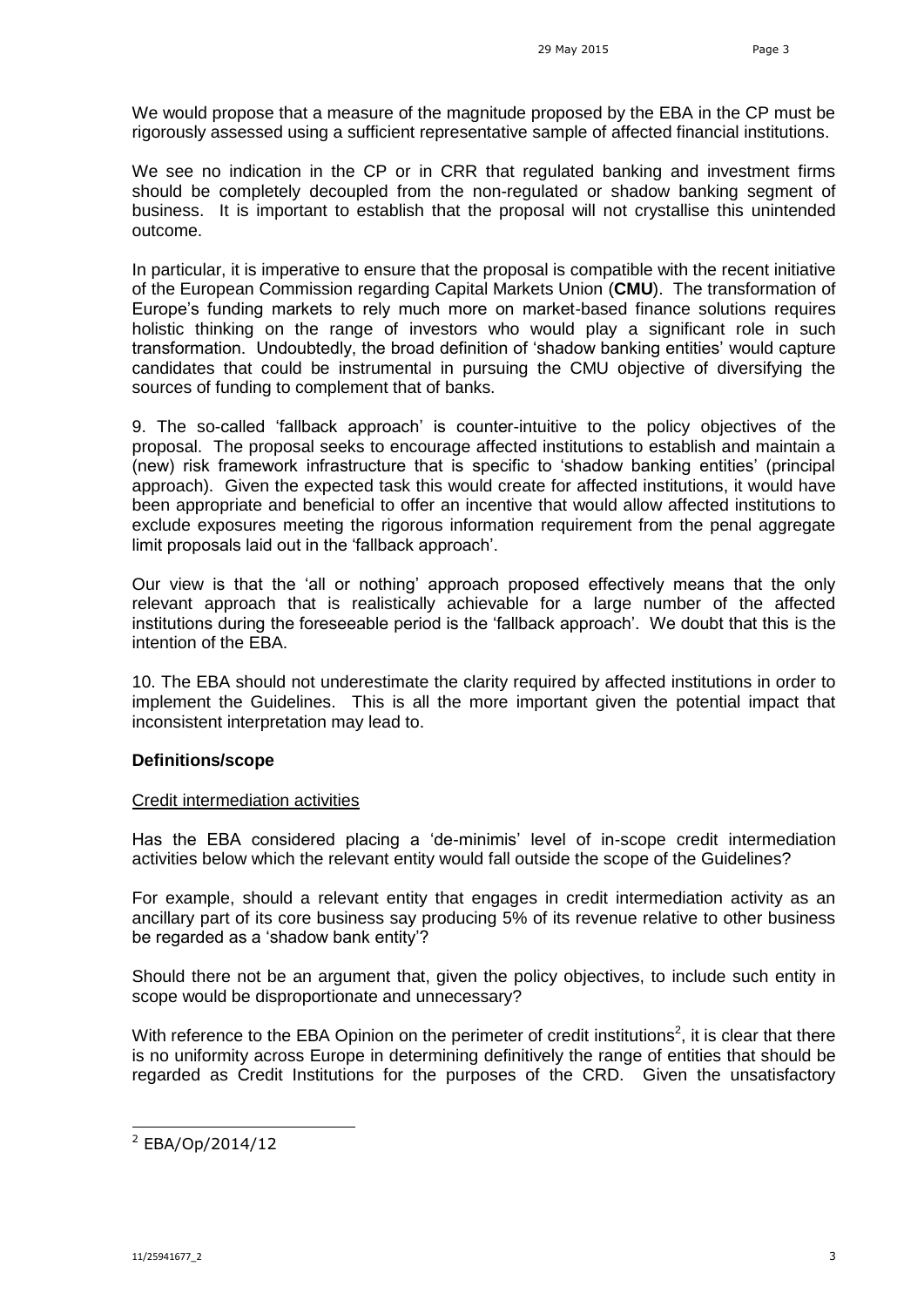We would propose that a measure of the magnitude proposed by the EBA in the CP must be rigorously assessed using a sufficient representative sample of affected financial institutions.

We see no indication in the CP or in CRR that regulated banking and investment firms should be completely decoupled from the non-regulated or shadow banking segment of business. It is important to establish that the proposal will not crystallise this unintended outcome.

In particular, it is imperative to ensure that the proposal is compatible with the recent initiative of the European Commission regarding Capital Markets Union (**CMU**). The transformation of Europe's funding markets to rely much more on market-based finance solutions requires holistic thinking on the range of investors who would play a significant role in such transformation. Undoubtedly, the broad definition of 'shadow banking entities' would capture candidates that could be instrumental in pursuing the CMU objective of diversifying the sources of funding to complement that of banks.

9. The so-called 'fallback approach' is counter-intuitive to the policy objectives of the proposal. The proposal seeks to encourage affected institutions to establish and maintain a (new) risk framework infrastructure that is specific to 'shadow banking entities' (principal approach). Given the expected task this would create for affected institutions, it would have been appropriate and beneficial to offer an incentive that would allow affected institutions to exclude exposures meeting the rigorous information requirement from the penal aggregate limit proposals laid out in the 'fallback approach'.

Our view is that the 'all or nothing' approach proposed effectively means that the only relevant approach that is realistically achievable for a large number of the affected institutions during the foreseeable period is the 'fallback approach'. We doubt that this is the intention of the EBA.

10. The EBA should not underestimate the clarity required by affected institutions in order to implement the Guidelines. This is all the more important given the potential impact that inconsistent interpretation may lead to.

**Definitions/scope**

Credit intermediation activities

Has the EBA considered placing a 'de-minimis' level of in-scope credit intermediation activities below which the relevant entity would fall outside the scope of the Guidelines?

For example, should a relevant entity that engages in credit intermediation activity as an ancillary part of its core business say producing 5% of its revenue relative to other business be regarded as a 'shadow bank entity'?

Should there not be an argument that, given the policy objectives, to include such entity in scope would be disproportionate and unnecessary?

With reference to the EBA Opinion on the perimeter of credit institutions[2], it is clear that there is no uniformity across Europe in determining definitively the range of entities that should be regarded as Credit Institutions for the purposes of the CRD. Given the unsatisfactory

[2] EBA/Op/2014/12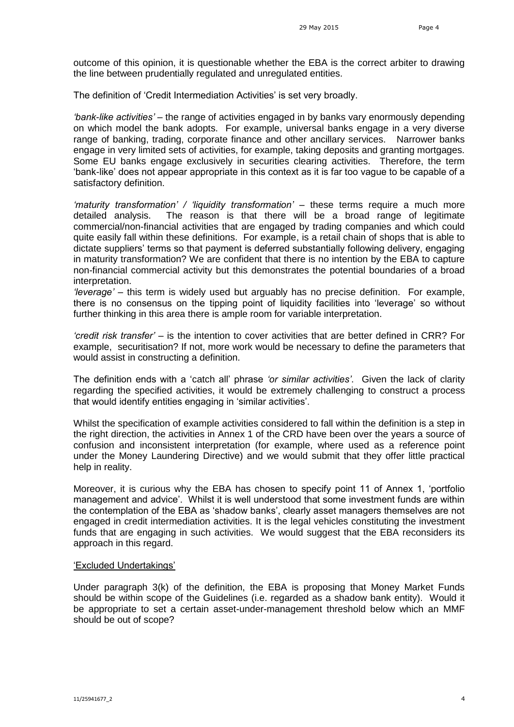outcome of this opinion, it is questionable whether the EBA is the correct arbiter to drawing the line between prudentially regulated and unregulated entities.

The definition of 'Credit Intermediation Activities' is set very broadly.

*'bank-like activities'* – the range of activities engaged in by banks vary enormously depending on which model the bank adopts. For example, universal banks engage in a very diverse range of banking, trading, corporate finance and other ancillary services. Narrower banks engage in very limited sets of activities, for example, taking deposits and granting mortgages. Some EU banks engage exclusively in securities clearing activities. Therefore, the term 'bank-like' does not appear appropriate in this context as it is far too vague to be capable of a satisfactory definition.

*'maturity transformation' / 'liquidity transformation'* – these terms require a much more detailed analysis. The reason is that there will be a broad range of legitimate commercial/non-financial activities that are engaged by trading companies and which could quite easily fall within these definitions. For example, is a retail chain of shops that is able to dictate suppliers' terms so that payment is deferred substantially following delivery, engaging in maturity transformation? We are confident that there is no intention by the EBA to capture non-financial commercial activity but this demonstrates the potential boundaries of a broad interpretation.

*'leverage'* – this term is widely used but arguably has no precise definition. For example, there is no consensus on the tipping point of liquidity facilities into 'leverage' so without further thinking in this area there is ample room for variable interpretation.

*'credit risk transfer'* – is the intention to cover activities that are better defined in CRR? For example, securitisation? If not, more work would be necessary to define the parameters that would assist in constructing a definition.

The definition ends with a 'catch all' phrase *'or similar activities'*. Given the lack of clarity regarding the specified activities, it would be extremely challenging to construct a process that would identify entities engaging in 'similar activities'.

Whilst the specification of example activities considered to fall within the definition is a step in the right direction, the activities in Annex 1 of the CRD have been over the years a source of confusion and inconsistent interpretation (for example, where used as a reference point under the Money Laundering Directive) and we would submit that they offer little practical help in reality.

Moreover, it is curious why the EBA has chosen to specify point 11 of Annex 1, 'portfolio management and advice'. Whilst it is well understood that some investment funds are within the contemplation of the EBA as 'shadow banks', clearly asset managers themselves are not engaged in credit intermediation activities. It is the legal vehicles constituting the investment funds that are engaging in such activities. We would suggest that the EBA reconsiders its approach in this regard.

'Excluded Undertakings'

Under paragraph 3(k) of the definition, the EBA is proposing that Money Market Funds should be within scope of the Guidelines (i.e. regarded as a shadow bank entity). Would it be appropriate to set a certain asset-under-management threshold below which an MMF should be out of scope?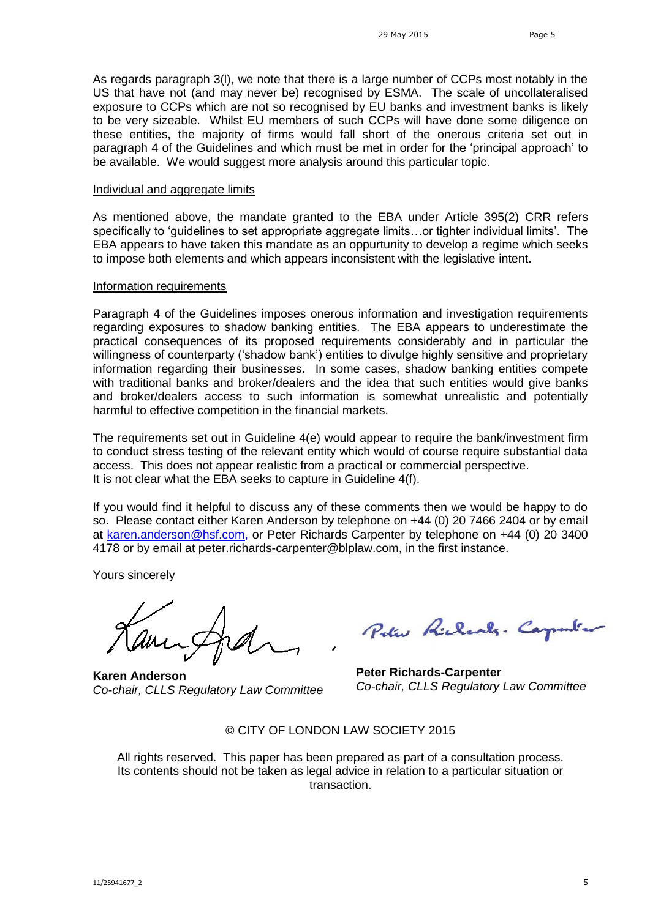As regards paragraph 3(l), we note that there is a large number of CCPs most notably in the US that have not (and may never be) recognised by ESMA. The scale of uncollateralised exposure to CCPs which are not so recognised by EU banks and investment banks is likely to be very sizeable. Whilst EU members of such CCPs will have done some diligence on these entities, the majority of firms would fall short of the onerous criteria set out in paragraph 4 of the Guidelines and which must be met in order for the 'principal approach' to be available. We would suggest more analysis around this particular topic.

Individual and aggregate limits

As mentioned above, the mandate granted to the EBA under Article 395(2) CRR refers specifically to 'guidelines to set appropriate aggregate limits…or tighter individual limits'. The EBA appears to have taken this mandate as an oppurtunity to develop a regime which seeks to impose both elements and which appears inconsistent with the legislative intent.

Information requirements

Paragraph 4 of the Guidelines imposes onerous information and investigation requirements regarding exposures to shadow banking entities. The EBA appears to underestimate the practical consequences of its proposed requirements considerably and in particular the willingness of counterparty ('shadow bank') entities to divulge highly sensitive and proprietary information regarding their businesses. In some cases, shadow banking entities compete with traditional banks and broker/dealers and the idea that such entities would give banks and broker/dealers access to such information is somewhat unrealistic and potentially harmful to effective competition in the financial markets.

The requirements set out in Guideline 4(e) would appear to require the bank/investment firm to conduct stress testing of the relevant entity which would of course require substantial data access. This does not appear realistic from a practical or commercial perspective.
It is not clear what the EBA seeks to capture in Guideline 4(f).

If you would find it helpful to discuss any of these comments then we would be happy to do so. Please contact either Karen Anderson by telephone on +44 (0) 20 7466 2404 or by email at karen.anderson@hsf.com, or Peter Richards Carpenter by telephone on +44 (0) 20 3400 4178 or by email at peter.richards-carpenter@blplaw.com, in the first instance.

Yours sincerely

**Karen Anderson**
*Co-chair, CLLS Regulatory Law Committee*

**Peter Richards-Carpenter**
*Co-chair, CLLS Regulatory Law Committee*

© CITY OF LONDON LAW SOCIETY 2015

All rights reserved. This paper has been prepared as part of a consultation process. Its contents should not be taken as legal advice in relation to a particular situation or transaction.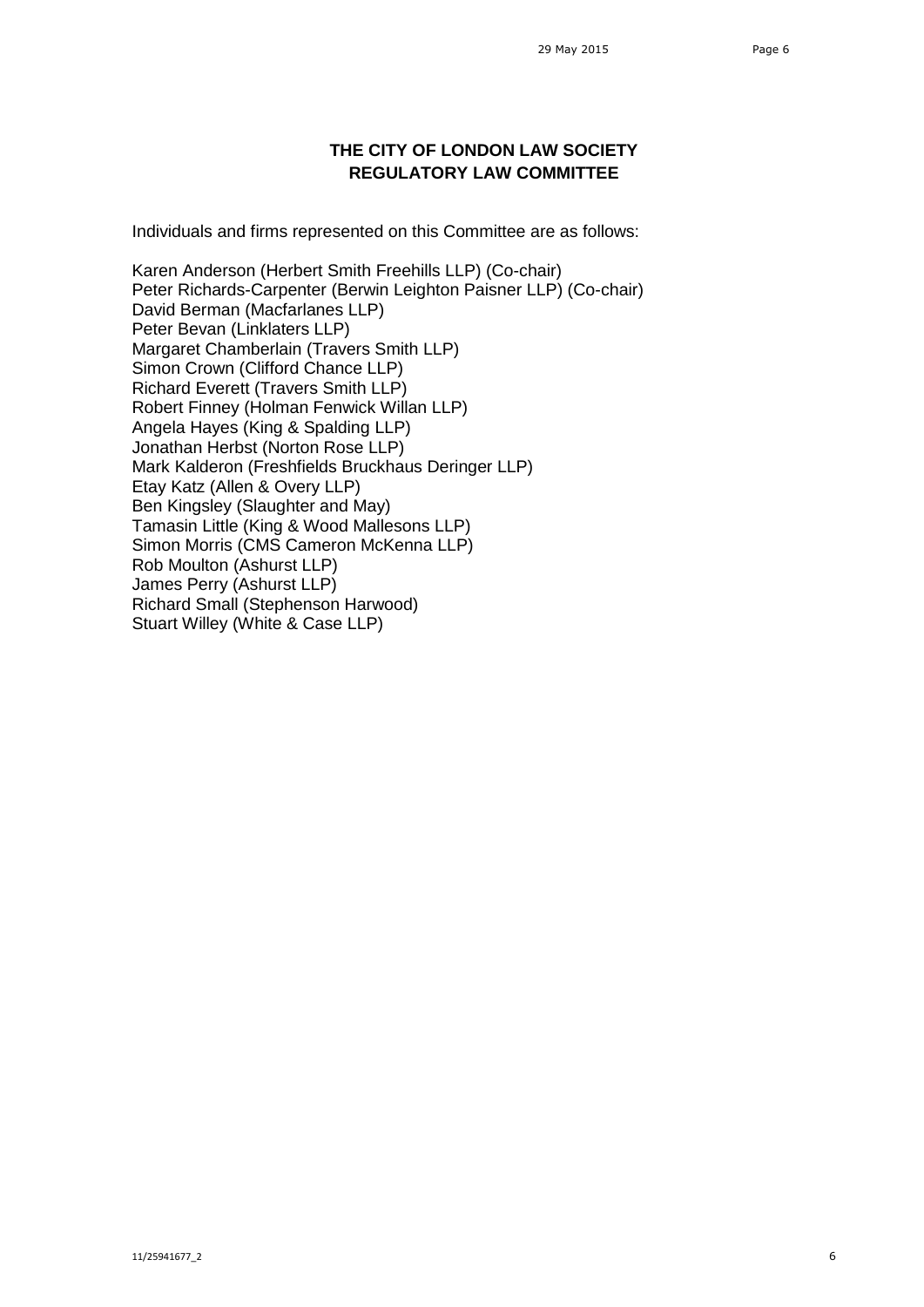**THE CITY OF LONDON LAW SOCIETY**
**REGULATORY LAW COMMITTEE**

Individuals and firms represented on this Committee are as follows:

Karen Anderson (Herbert Smith Freehills LLP) (Co-chair)
Peter Richards-Carpenter (Berwin Leighton Paisner LLP) (Co-chair)
David Berman (Macfarlanes LLP)
Peter Bevan (Linklaters LLP)
Margaret Chamberlain (Travers Smith LLP)
Simon Crown (Clifford Chance LLP)
Richard Everett (Travers Smith LLP)
Robert Finney (Holman Fenwick Willan LLP)
Angela Hayes (King & Spalding LLP)
Jonathan Herbst (Norton Rose LLP)
Mark Kalderon (Freshfields Bruckhaus Deringer LLP)
Etay Katz (Allen & Overy LLP)
Ben Kingsley (Slaughter and May)
Tamasin Little (King & Wood Mallesons LLP)
Simon Morris (CMS Cameron McKenna LLP)
Rob Moulton (Ashurst LLP)
James Perry (Ashurst LLP)
Richard Small (Stephenson Harwood)
Stuart Willey (White & Case LLP)